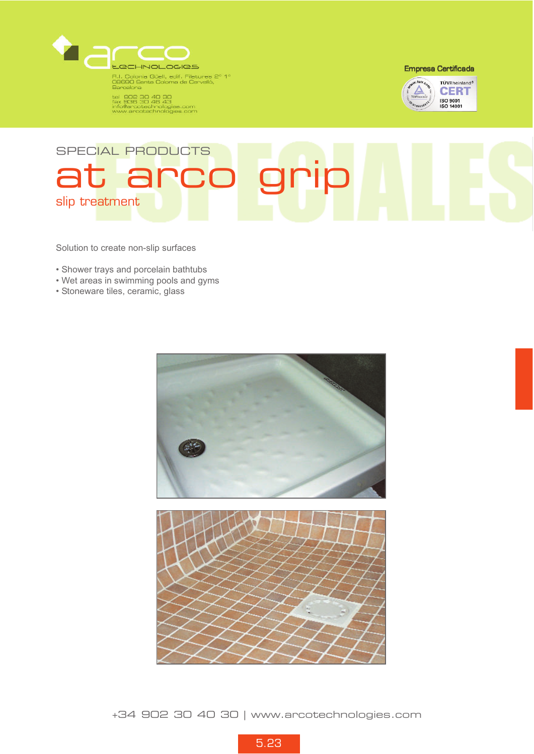arco technologies

P.I. Colonia Güell, edif. Filetures 2º 1º
08690 Santa Coloma de Cervelló,
Barcelona

tel 902 30 40 30
fax 936 30 46 43
info@arcotechnologies.com
www.arcotechnologies.com

Empresa Certificada

TÜVRheinland® CERT ISO 9001 ISO 14001

SPECIAL PRODUCTS

# at arco grip

## slip treatment

Solution to create non-slip surfaces

- Shower trays and porcelain bathtubs
- Wet areas in swimming pools and gyms
- Stoneware tiles, ceramic, glass

+34 902 30 40 30 | www.arcotechnologies.com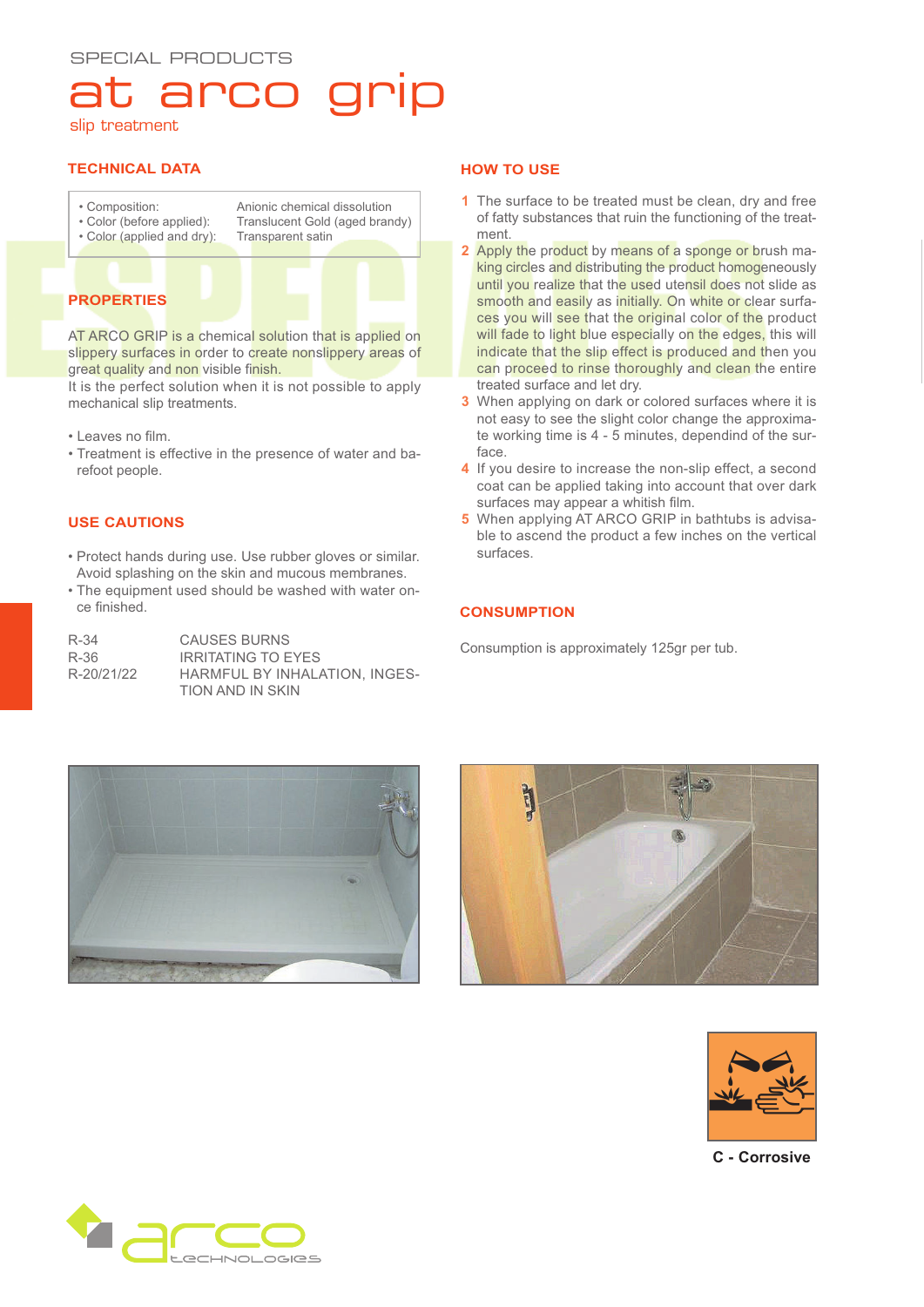SPECIAL PRODUCTS

# at arco grip

slip treatment

## TECHNICAL DATA

| | |
|---|---|
| • Composition: | Anionic chemical dissolution |
| • Color (before applied): | Translucent Gold (aged brandy) |
| • Color (applied and dry): | Transparent satin |

## PROPERTIES

AT ARCO GRIP is a chemical solution that is applied on slippery surfaces in order to create nonslippery areas of great quality and non visible finish.
It is the perfect solution when it is not possible to apply mechanical slip treatments.

- Leaves no film.
- Treatment is effective in the presence of water and barefoot people.

## USE CAUTIONS

- Protect hands during use. Use rubber gloves or similar. Avoid splashing on the skin and mucous membranes.
- The equipment used should be washed with water once finished.

| | |
|---|---|
| R-34 | CAUSES BURNS |
| R-36 | IRRITATING TO EYES |
| R-20/21/22 | HARMFUL BY INHALATION, INGESTION AND IN SKIN |

## HOW TO USE

1. The surface to be treated must be clean, dry and free of fatty substances that ruin the functioning of the treatment.
2. Apply the product by means of a sponge or brush making circles and distributing the product homogeneously until you realize that the used utensil does not slide as smooth and easily as initially. On white or clear surfaces you will see that the original color of the product will fade to light blue especially on the edges, this will indicate that the slip effect is produced and then you can proceed to rinse thoroughly and clean the entire treated surface and let dry.
3. When applying on dark or colored surfaces where it is not easy to see the slight color change the approximate working time is 4 - 5 minutes, dependind of the surface.
4. If you desire to increase the non-slip effect, a second coat can be applied taking into account that over dark surfaces may appear a whitish film.
5. When applying AT ARCO GRIP in bathtubs is advisable to ascend the product a few inches on the vertical surfaces.

## CONSUMPTION

Consumption is approximately 125gr per tub.

C - Corrosive

arco technologies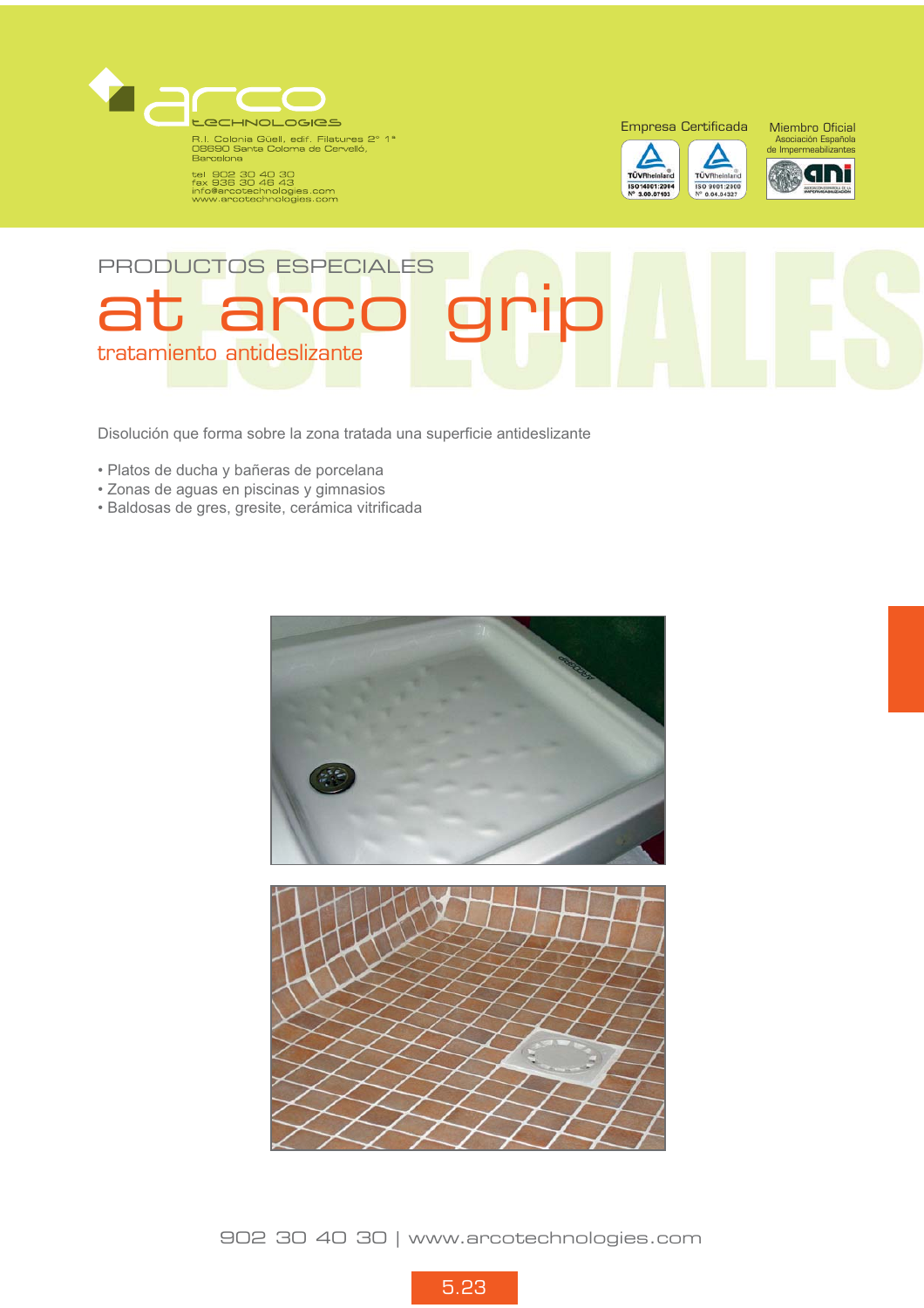arco technologies

R.I. Colonia Güell, edif. Filatures 2° 1ª
08690 Santa Coloma de Cervelló,
Barcelona

tel 902 30 40 30
fax 936 30 46 43
info@arcotechnologies.com
www.arcotechnologies.com

Empresa Certificada

TÜVRheinland ISO 14001:2004 Nº 3.00.07103

TÜVRheinland ISO 9001:2000 Nº 0.04.04327

Miembro Oficial
Asociación Española de Impermeabilizantes

ani

PRODUCTOS ESPECIALES

# at arco grip

## tratamiento antideslizante

Disolución que forma sobre la zona tratada una superficie antideslizante

- Platos de ducha y bañeras de porcelana
- Zonas de aguas en piscinas y gimnasios
- Baldosas de gres, gresite, cerámica vitrificada

902 30 40 30 | www.arcotechnologies.com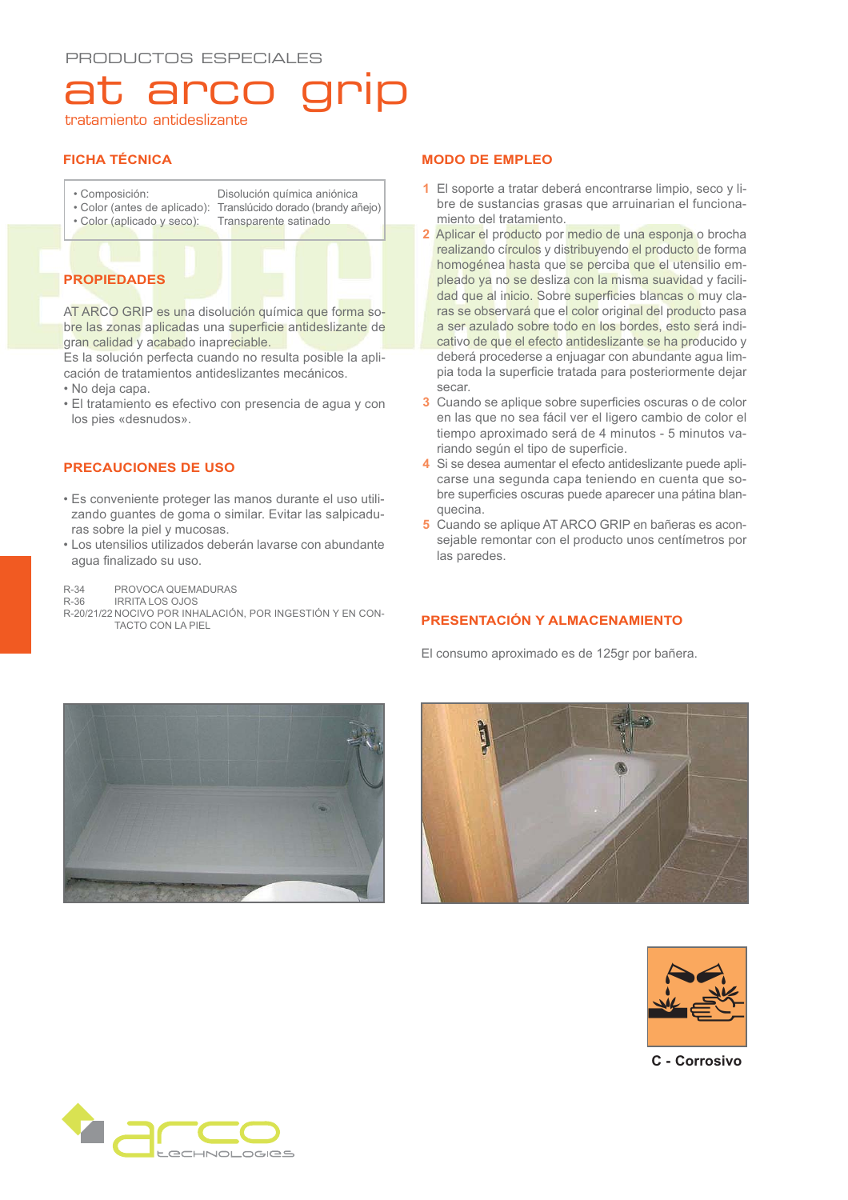PRODUCTOS ESPECIALES

# at arco grip

tratamiento antideslizante

## FICHA TÉCNICA

| | |
|---|---|
| • Composición: | Disolución química aniónica |
| • Color (antes de aplicado): | Translúcido dorado (brandy añejo) |
| • Color (aplicado y seco): | Transparente satinado |

## PROPIEDADES

AT ARCO GRIP es una disolución química que forma sobre las zonas aplicadas una superficie antideslizante de gran calidad y acabado inapreciable.
Es la solución perfecta cuando no resulta posible la aplicación de tratamientos antideslizantes mecánicos.

- No deja capa.
- El tratamiento es efectivo con presencia de agua y con los pies «desnudos».

## PRECAUCIONES DE USO

- Es conveniente proteger las manos durante el uso utilizando guantes de goma o similar. Evitar las salpicaduras sobre la piel y mucosas.
- Los utensilios utilizados deberán lavarse con abundante agua finalizado su uso.

| | |
|---|---|
| R-34 | PROVOCA QUEMADURAS |
| R-36 | IRRITA LOS OJOS |
| R-20/21/22 | NOCIVO POR INHALACIÓN, POR INGESTIÓN Y EN CONTACTO CON LA PIEL |

## MODO DE EMPLEO

1. El soporte a tratar deberá encontrarse limpio, seco y libre de sustancias grasas que arruinarian el funcionamiento del tratamiento.
2. Aplicar el producto por medio de una esponja o brocha realizando círculos y distribuyendo el producto de forma homogénea hasta que se perciba que el utensilio empleado ya no se desliza con la misma suavidad y facilidad que al inicio. Sobre superficies blancas o muy claras se observará que el color original del producto pasa a ser azulado sobre todo en los bordes, esto será indicativo de que el efecto antideslizante se ha producido y deberá procederse a enjuagar con abundante agua limpia toda la superficie tratada para posteriormente dejar secar.
3. Cuando se aplique sobre superficies oscuras o de color en las que no sea fácil ver el ligero cambio de color el tiempo aproximado será de 4 minutos - 5 minutos variando según el tipo de superficie.
4. Si se desea aumentar el efecto antideslizante puede aplicarse una segunda capa teniendo en cuenta que sobre superficies oscuras puede aparecer una pátina blanquecina.
5. Cuando se aplique AT ARCO GRIP en bañeras es aconsejable remontar con el producto unos centímetros por las paredes.

## PRESENTACIÓN Y ALMACENAMIENTO

El consumo aproximado es de 125gr por bañera.

C - Corrosivo

arco technologies